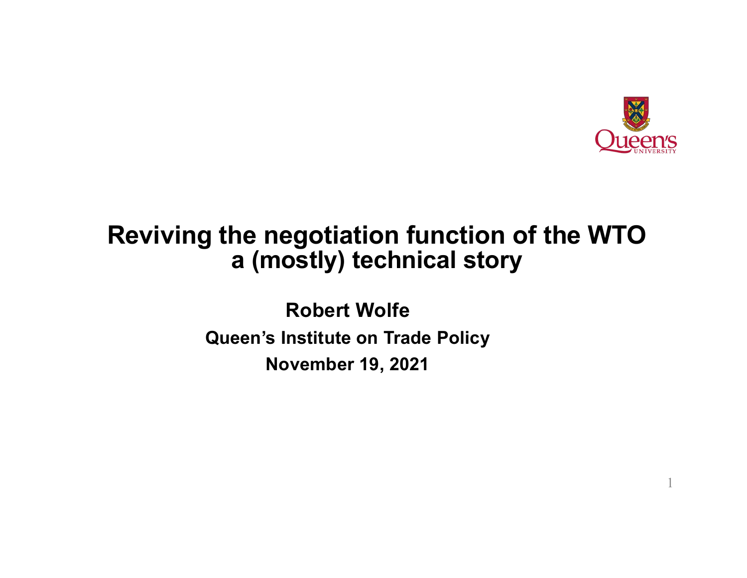# Reviving the negotiation function of the WTO
## a (mostly) technical story

**Robert Wolfe**

**Queen's Institute on Trade Policy**

**November 19, 2021**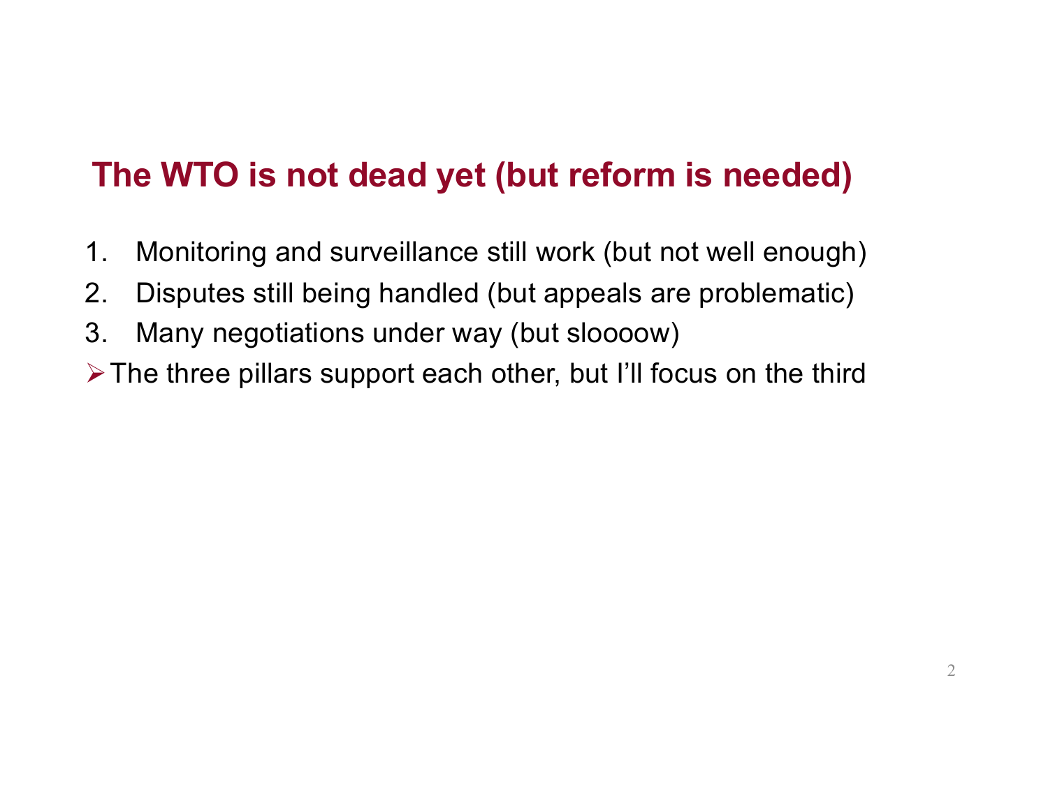# The WTO is not dead yet (but reform is needed)

1. Monitoring and surveillance still work (but not well enough)
2. Disputes still being handled (but appeals are problematic)
3. Many negotiations under way (but sloooow)

- The three pillars support each other, but I'll focus on the third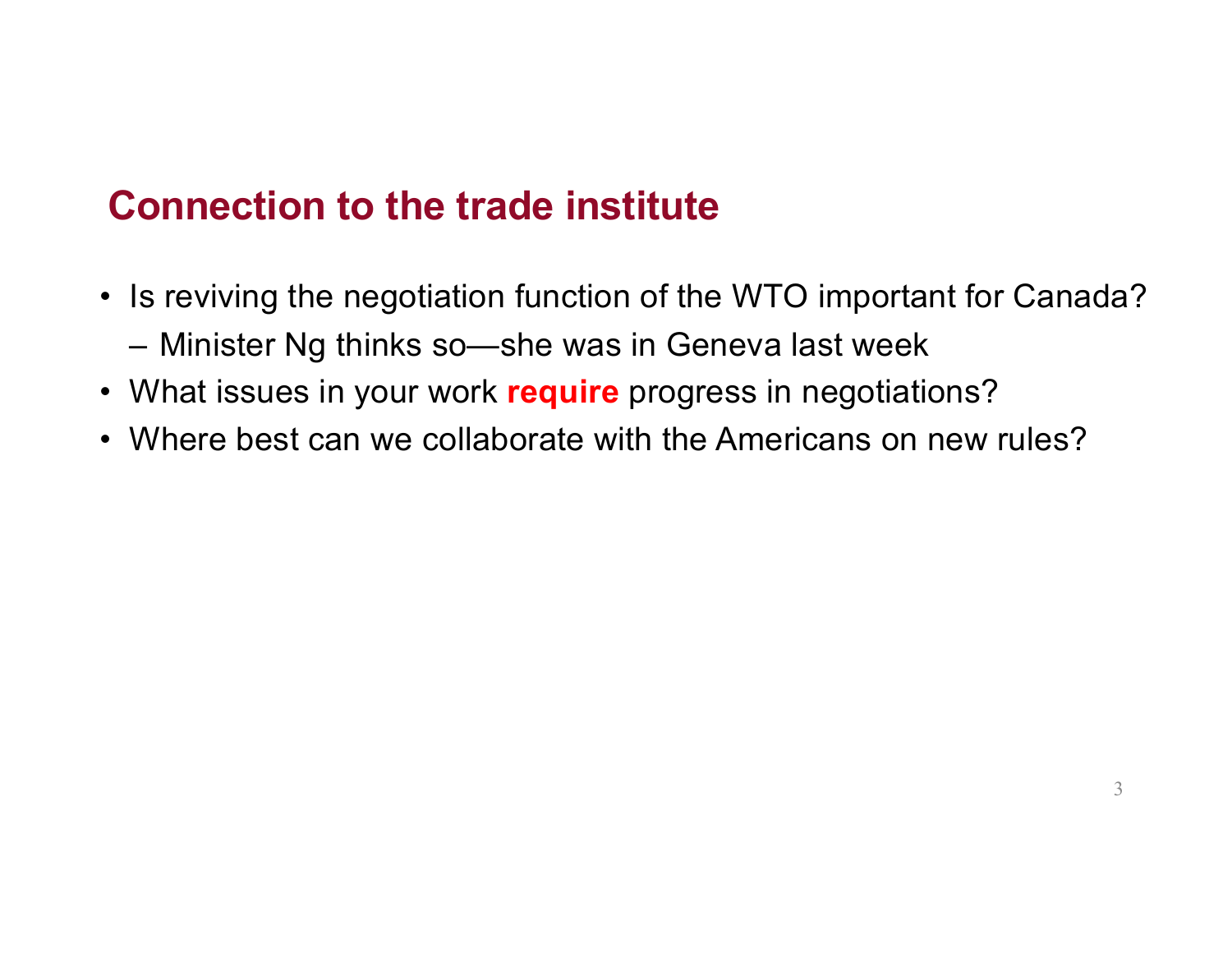## Connection to the trade institute

- Is reviving the negotiation function of the WTO important for Canada?
  - Minister Ng thinks so—she was in Geneva last week
- What issues in your work **require** progress in negotiations?
- Where best can we collaborate with the Americans on new rules?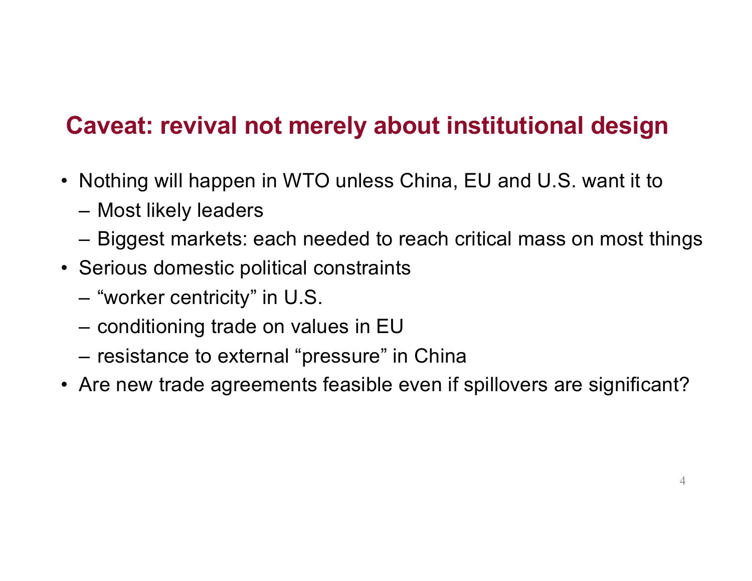## Caveat: revival not merely about institutional design

- Nothing will happen in WTO unless China, EU and U.S. want it to
  - Most likely leaders
  - Biggest markets: each needed to reach critical mass on most things
- Serious domestic political constraints
  - "worker centricity" in U.S.
  - conditioning trade on values in EU
  - resistance to external "pressure" in China
- Are new trade agreements feasible even if spillovers are significant?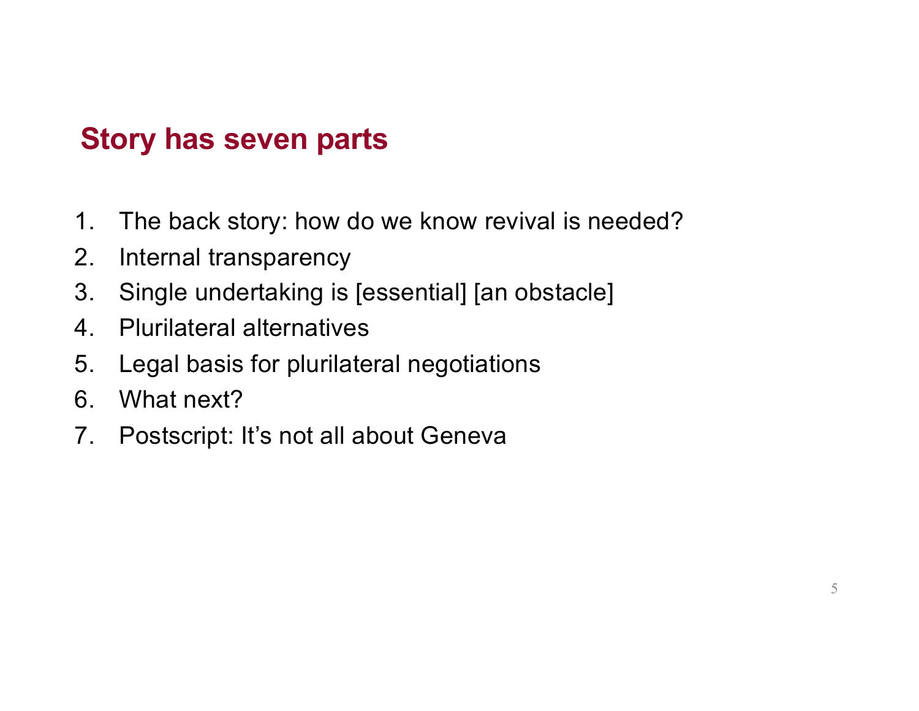## Story has seven parts

1. The back story: how do we know revival is needed?
2. Internal transparency
3. Single undertaking is [essential] [an obstacle]
4. Plurilateral alternatives
5. Legal basis for plurilateral negotiations
6. What next?
7. Postscript: It's not all about Geneva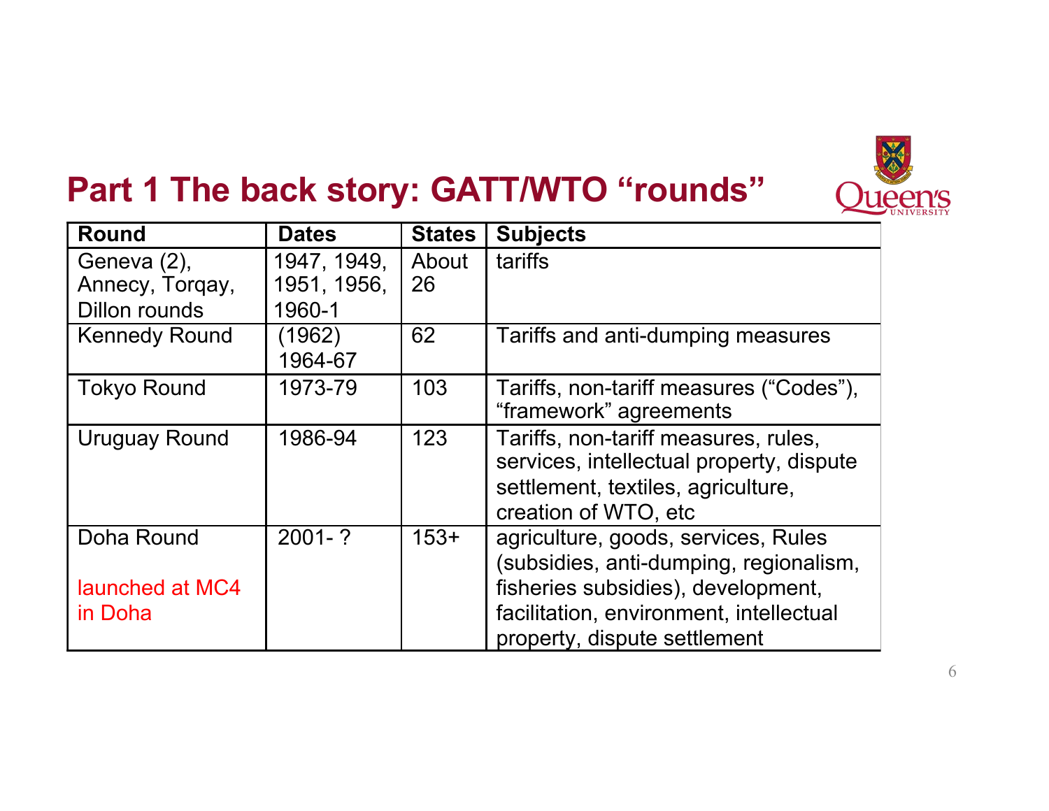## Part 1 The back story: GATT/WTO “rounds”

| Round | Dates | States | Subjects |
|---|---|---|---|
| Geneva (2), Annecy, Torqay, Dillon rounds | 1947, 1949, 1951, 1956, 1960-1 | About 26 | tariffs |
| Kennedy Round | (1962) 1964-67 | 62 | Tariffs and anti-dumping measures |
| Tokyo Round | 1973-79 | 103 | Tariffs, non-tariff measures (“Codes”), “framework” agreements |
| Uruguay Round | 1986-94 | 123 | Tariffs, non-tariff measures, rules, services, intellectual property, dispute settlement, textiles, agriculture, creation of WTO, etc |
| Doha Round<br><br>launched at MC4 in Doha | 2001- ? | 153+ | agriculture, goods, services, Rules (subsidies, anti-dumping, regionalism, fisheries subsidies), development, facilitation, environment, intellectual property, dispute settlement |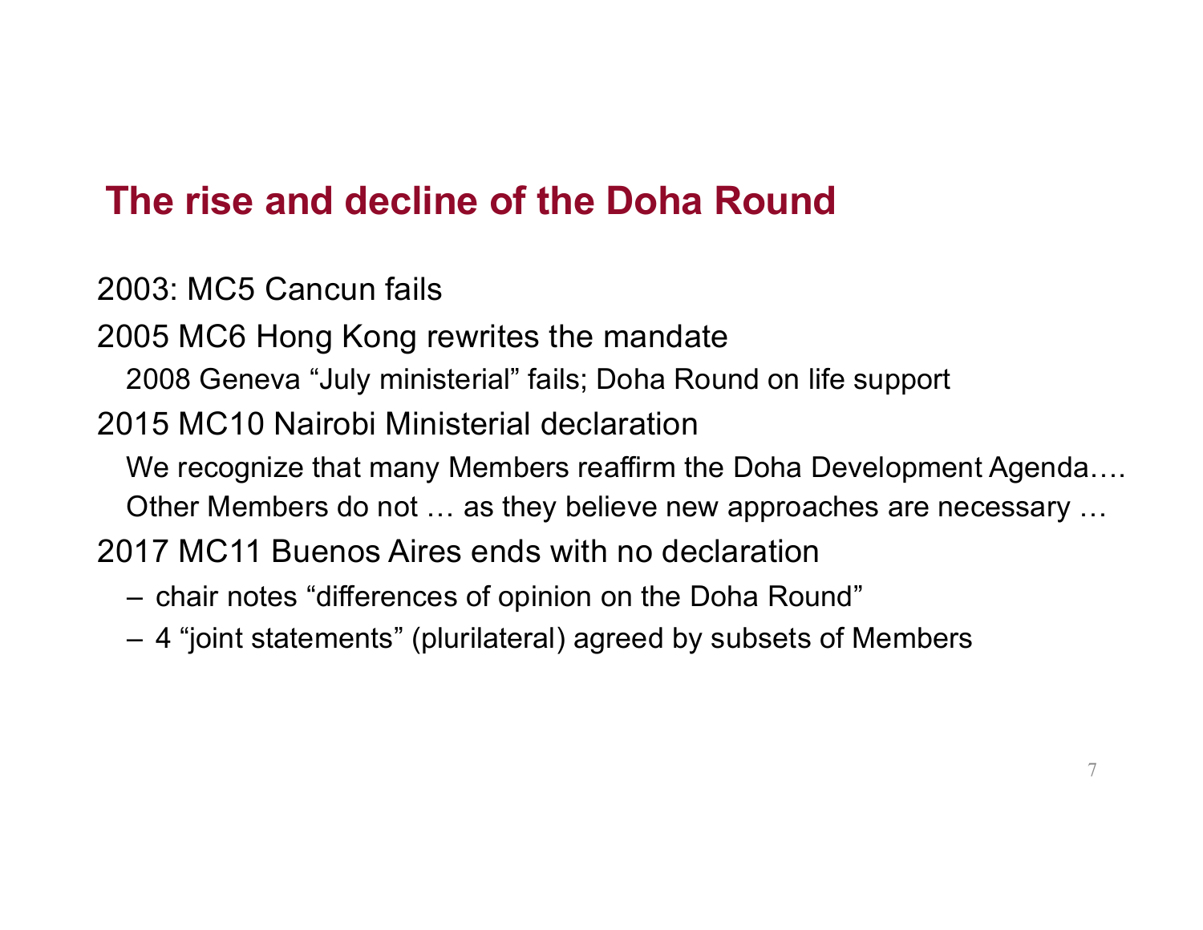## The rise and decline of the Doha Round

2003: MC5 Cancun fails

2005 MC6 Hong Kong rewrites the mandate

- 2008 Geneva "July ministerial" fails; Doha Round on life support

2015 MC10 Nairobi Ministerial declaration

- We recognize that many Members reaffirm the Doha Development Agenda….
- Other Members do not … as they believe new approaches are necessary …

2017 MC11 Buenos Aires ends with no declaration

- – chair notes "differences of opinion on the Doha Round"
- – 4 "joint statements" (plurilateral) agreed by subsets of Members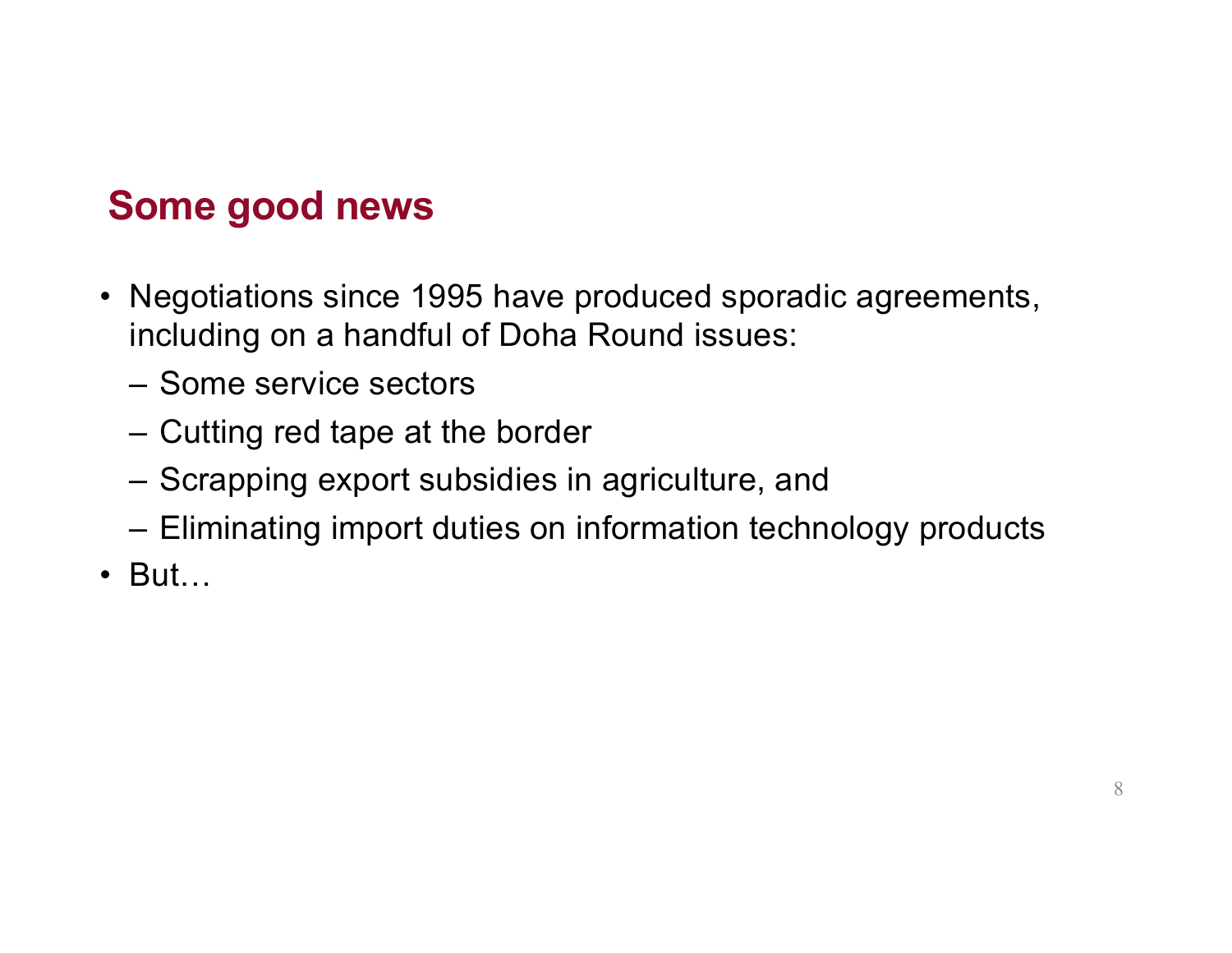## Some good news

- Negotiations since 1995 have produced sporadic agreements, including on a handful of Doha Round issues:
  - Some service sectors
  - Cutting red tape at the border
  - Scrapping export subsidies in agriculture, and
  - Eliminating import duties on information technology products
- But…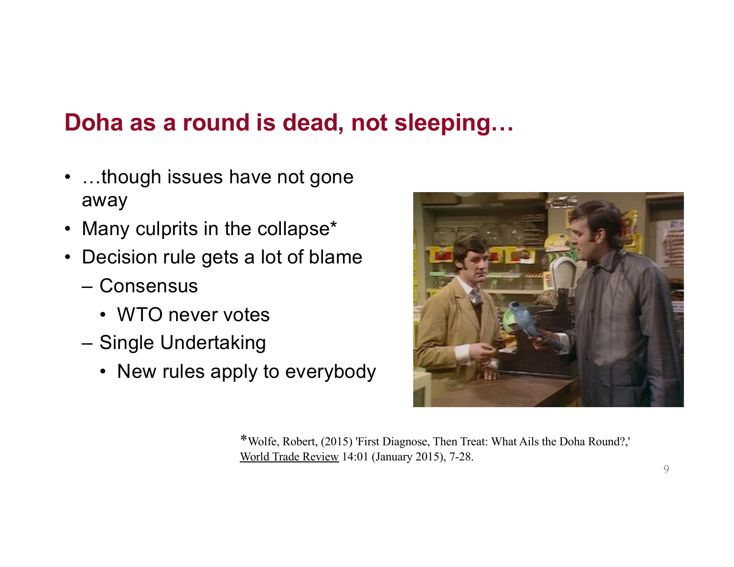## Doha as a round is dead, not sleeping…

- …though issues have not gone away
- Many culprits in the collapse*
- Decision rule gets a lot of blame
  - Consensus
    - WTO never votes
  - Single Undertaking
    - New rules apply to everybody

*Wolfe, Robert, (2015) 'First Diagnose, Then Treat: What Ails the Doha Round?,' World Trade Review 14:01 (January 2015), 7-28.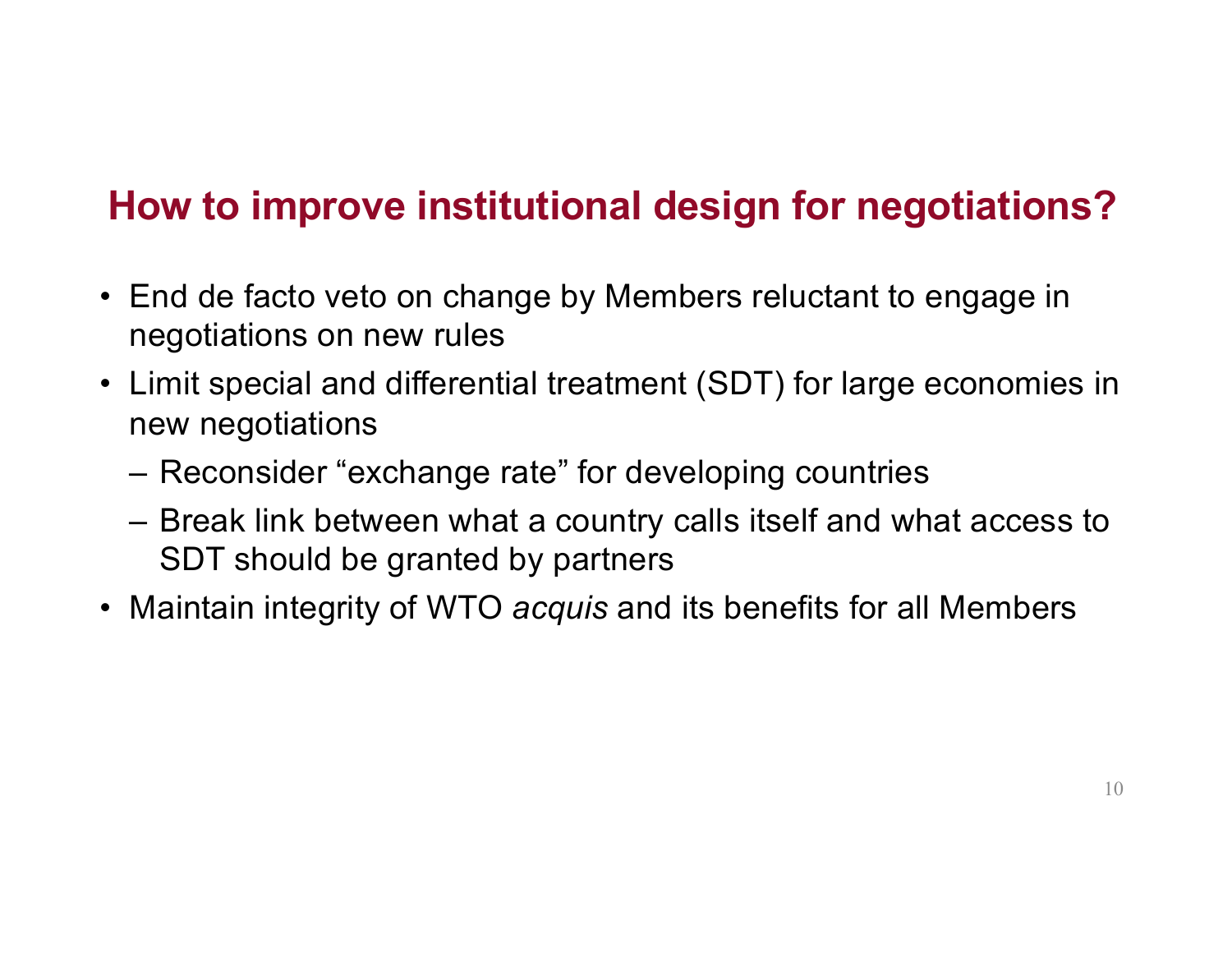## How to improve institutional design for negotiations?

- End de facto veto on change by Members reluctant to engage in negotiations on new rules
- Limit special and differential treatment (SDT) for large economies in new negotiations
  - Reconsider "exchange rate" for developing countries
  - Break link between what a country calls itself and what access to SDT should be granted by partners
- Maintain integrity of WTO *acquis* and its benefits for all Members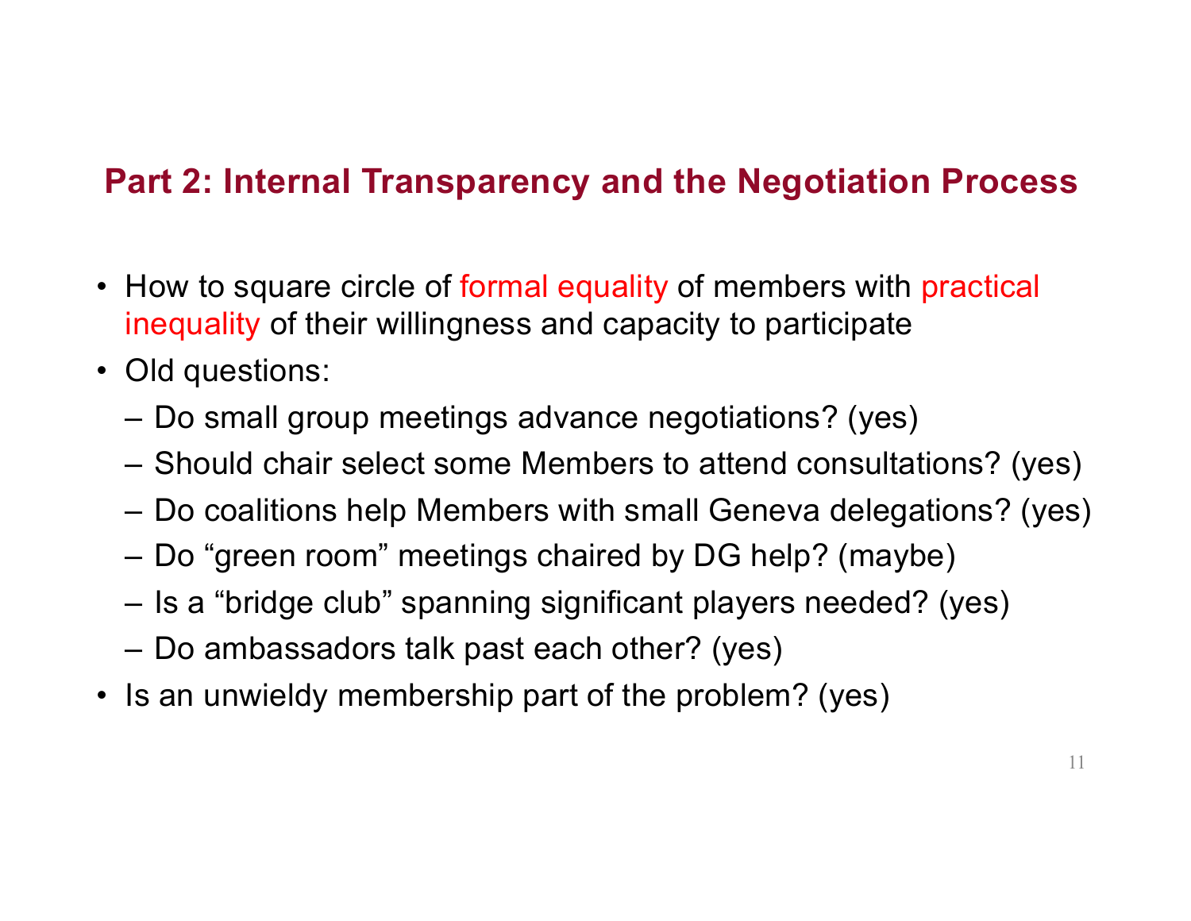## Part 2: Internal Transparency and the Negotiation Process

- How to square circle of formal equality of members with practical inequality of their willingness and capacity to participate
- Old questions:
  - Do small group meetings advance negotiations? (yes)
  - Should chair select some Members to attend consultations? (yes)
  - Do coalitions help Members with small Geneva delegations? (yes)
  - Do "green room" meetings chaired by DG help? (maybe)
  - Is a "bridge club" spanning significant players needed? (yes)
  - Do ambassadors talk past each other? (yes)
- Is an unwieldy membership part of the problem? (yes)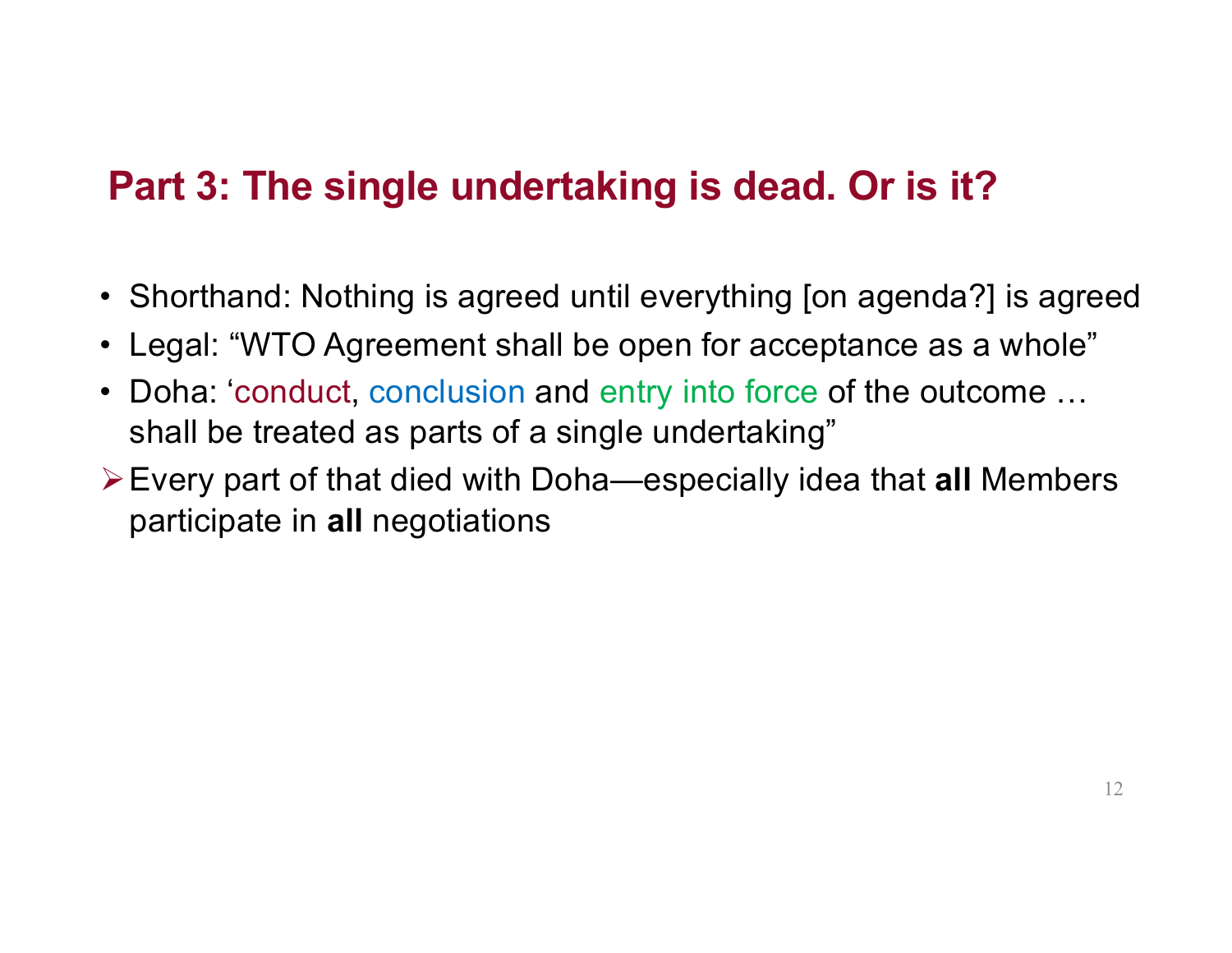## Part 3: The single undertaking is dead. Or is it?

- Shorthand: Nothing is agreed until everything [on agenda?] is agreed
- Legal: "WTO Agreement shall be open for acceptance as a whole"
- Doha: 'conduct, conclusion and entry into force of the outcome … shall be treated as parts of a single undertaking"

➢ Every part of that died with Doha—especially idea that **all** Members participate in **all** negotiations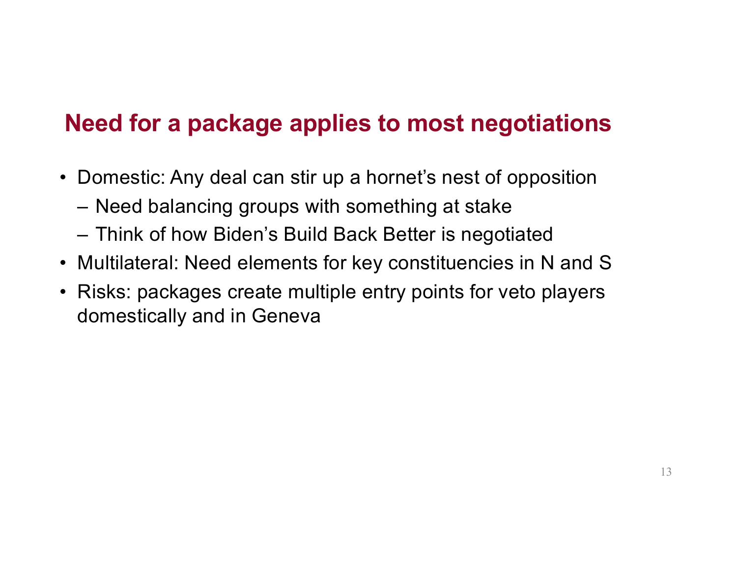## Need for a package applies to most negotiations

- Domestic: Any deal can stir up a hornet's nest of opposition
  - Need balancing groups with something at stake
  - Think of how Biden's Build Back Better is negotiated
- Multilateral: Need elements for key constituencies in N and S
- Risks: packages create multiple entry points for veto players domestically and in Geneva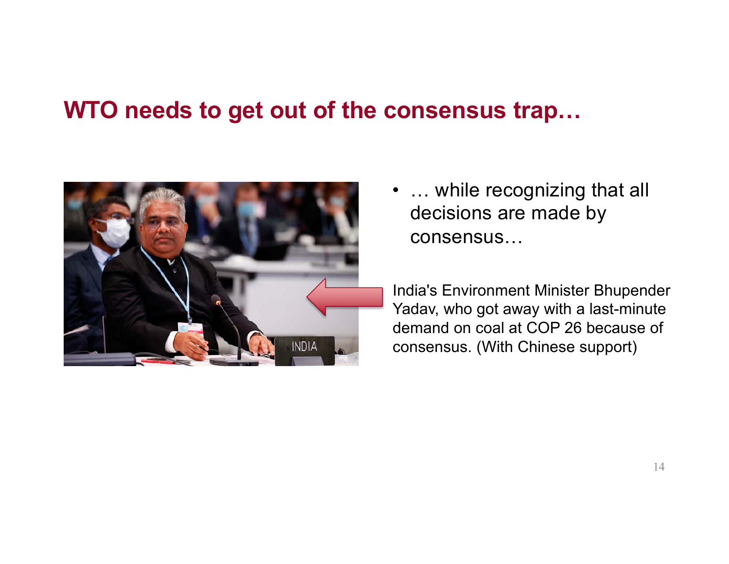## WTO needs to get out of the consensus trap…

- … while recognizing that all decisions are made by consensus…

India's Environment Minister Bhupender Yadav, who got away with a last-minute demand on coal at COP 26 because of consensus. (With Chinese support)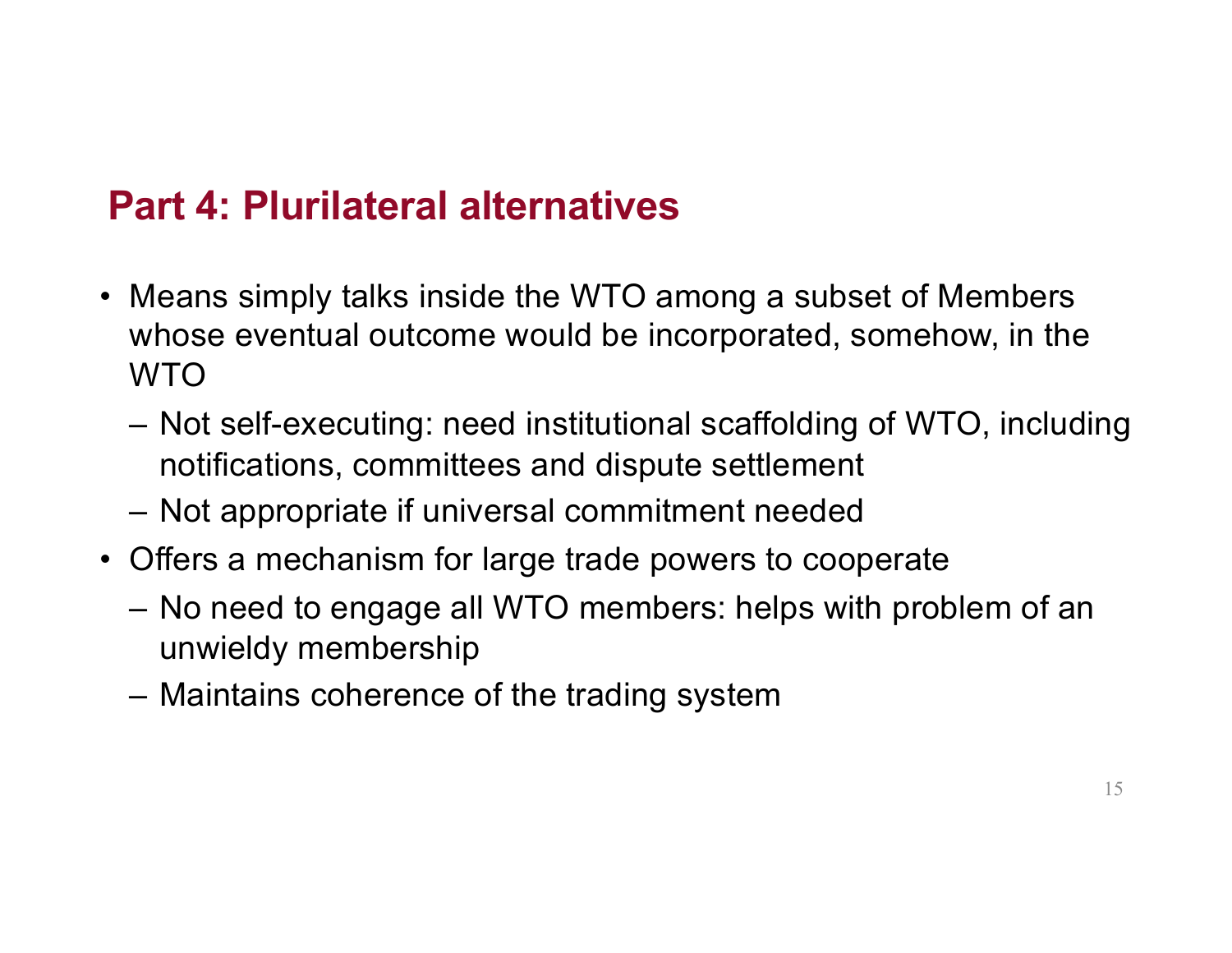## Part 4: Plurilateral alternatives

- Means simply talks inside the WTO among a subset of Members whose eventual outcome would be incorporated, somehow, in the WTO
  - Not self-executing: need institutional scaffolding of WTO, including notifications, committees and dispute settlement
  - Not appropriate if universal commitment needed
- Offers a mechanism for large trade powers to cooperate
  - No need to engage all WTO members: helps with problem of an unwieldy membership
  - Maintains coherence of the trading system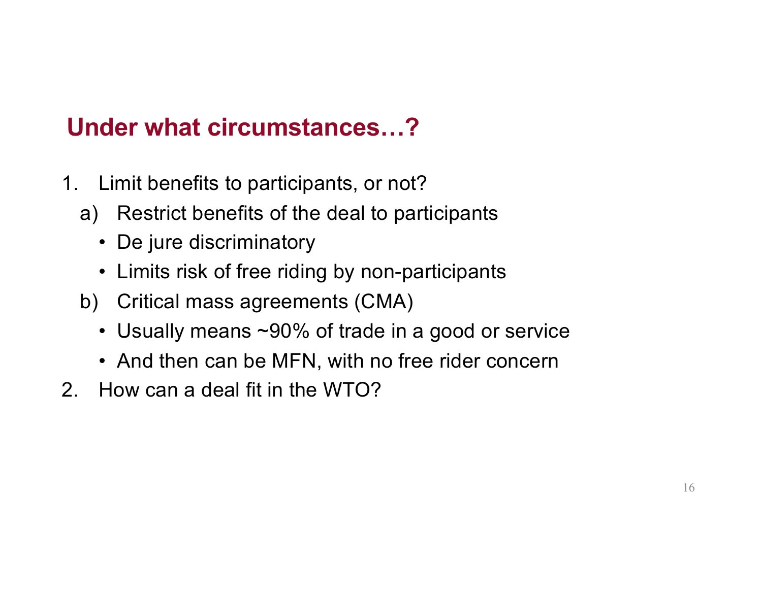## Under what circumstances…?

1. Limit benefits to participants, or not?
   a) Restrict benefits of the deal to participants
      - De jure discriminatory
      - Limits risk of free riding by non-participants

   b) Critical mass agreements (CMA)
      - Usually means ~90% of trade in a good or service
      - And then can be MFN, with no free rider concern
2. How can a deal fit in the WTO?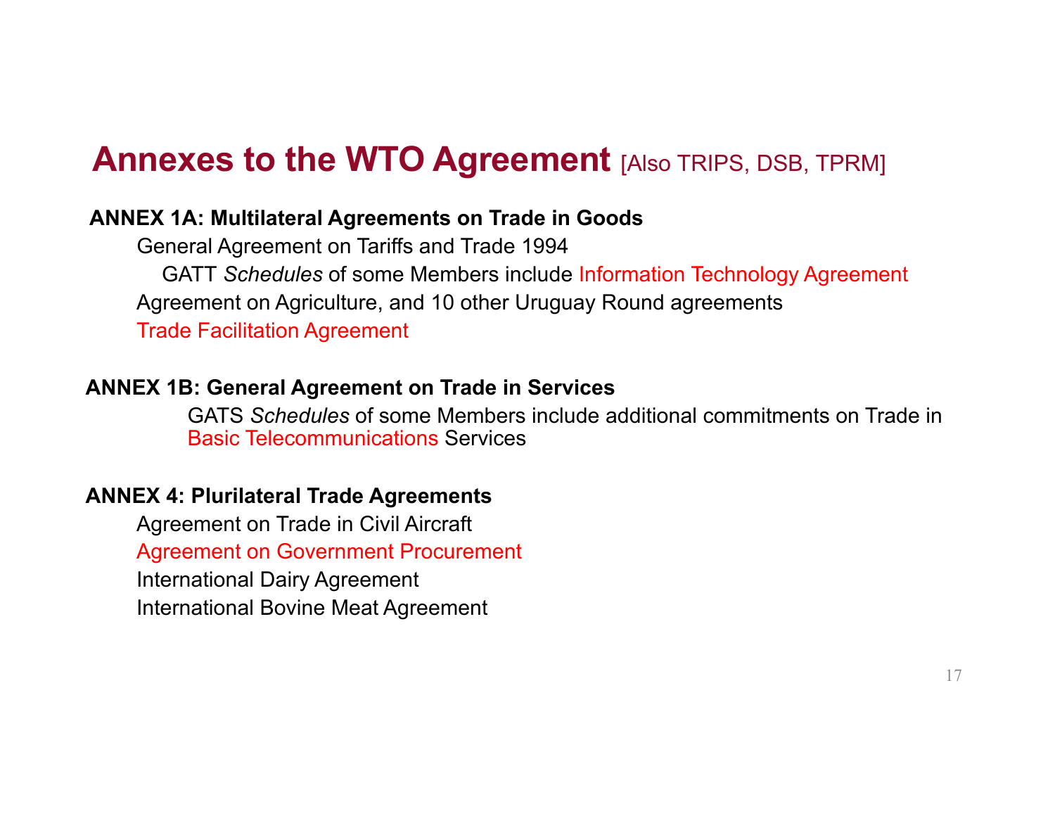# Annexes to the WTO Agreement [Also TRIPS, DSB, TPRM]

**ANNEX 1A: Multilateral Agreements on Trade in Goods**

- General Agreement on Tariffs and Trade 1994
  - GATT *Schedules* of some Members include Information Technology Agreement
- Agreement on Agriculture, and 10 other Uruguay Round agreements
- Trade Facilitation Agreement

**ANNEX 1B: General Agreement on Trade in Services**

- GATS *Schedules* of some Members include additional commitments on Trade in Basic Telecommunications Services

**ANNEX 4: Plurilateral Trade Agreements**

- Agreement on Trade in Civil Aircraft
- Agreement on Government Procurement
- International Dairy Agreement
- International Bovine Meat Agreement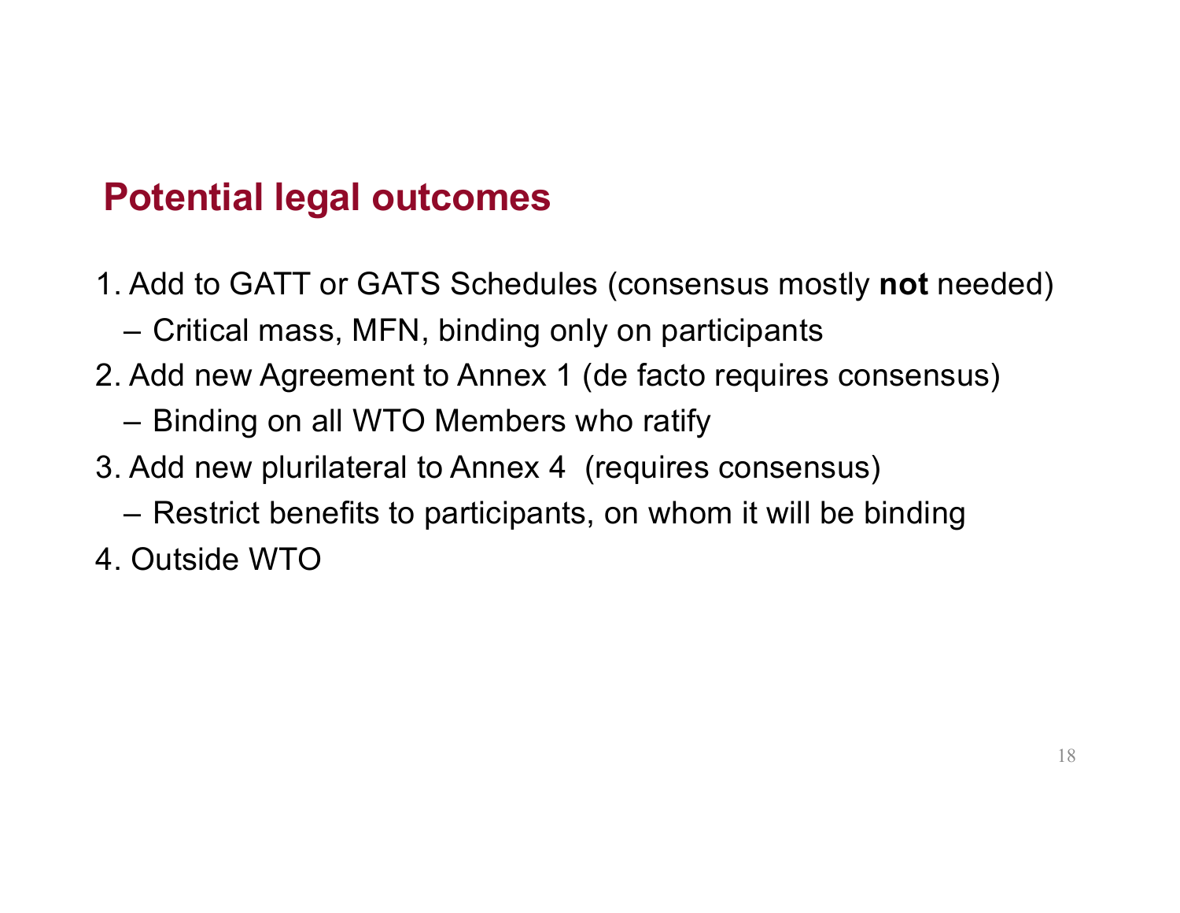## Potential legal outcomes

1. Add to GATT or GATS Schedules (consensus mostly **not** needed)
   – Critical mass, MFN, binding only on participants
2. Add new Agreement to Annex 1 (de facto requires consensus)
   – Binding on all WTO Members who ratify
3. Add new plurilateral to Annex 4 (requires consensus)
   – Restrict benefits to participants, on whom it will be binding
4. Outside WTO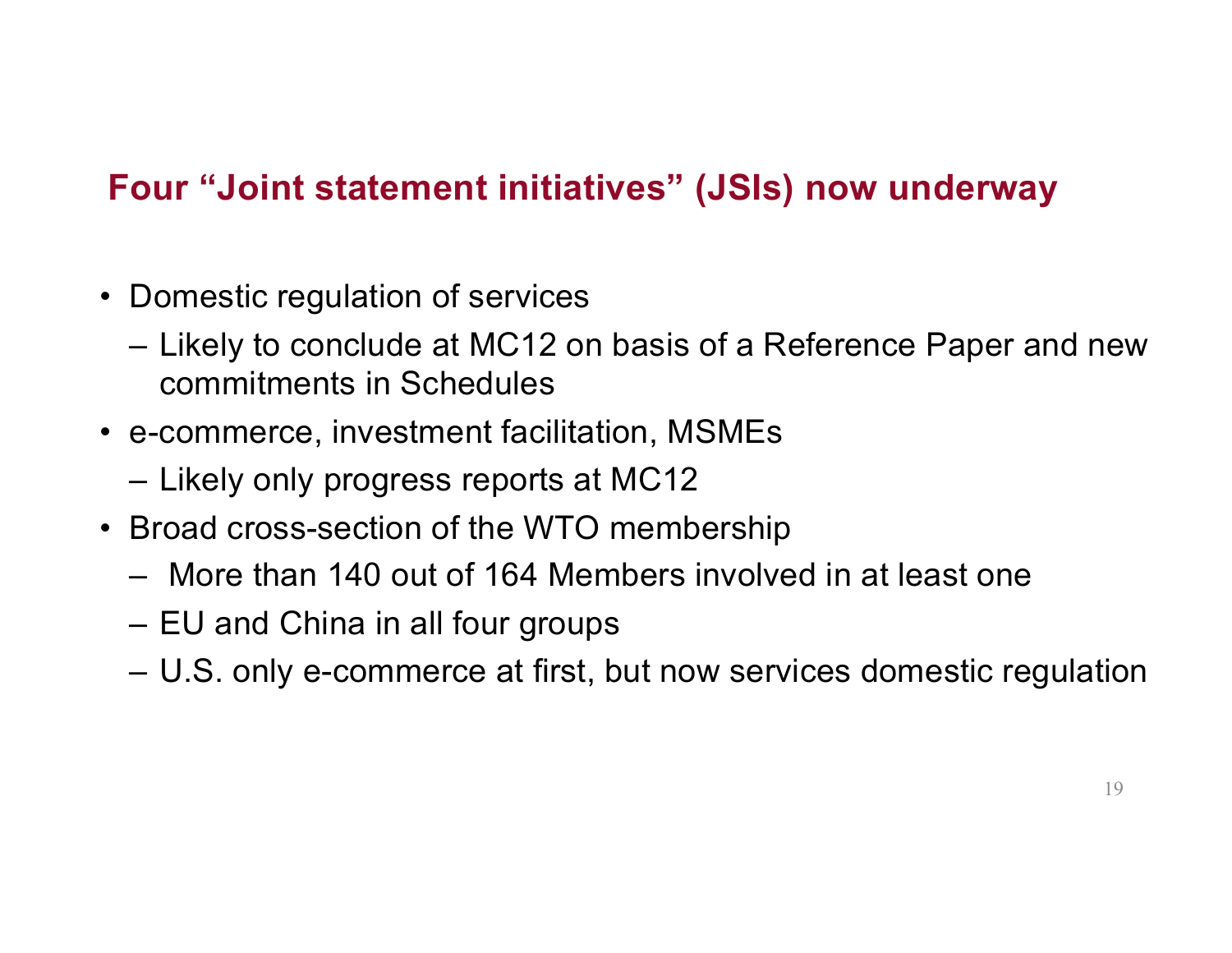## Four "Joint statement initiatives" (JSIs) now underway

- Domestic regulation of services
  - Likely to conclude at MC12 on basis of a Reference Paper and new commitments in Schedules
- e-commerce, investment facilitation, MSMEs
  - Likely only progress reports at MC12
- Broad cross-section of the WTO membership
  - More than 140 out of 164 Members involved in at least one
  - EU and China in all four groups
  - U.S. only e-commerce at first, but now services domestic regulation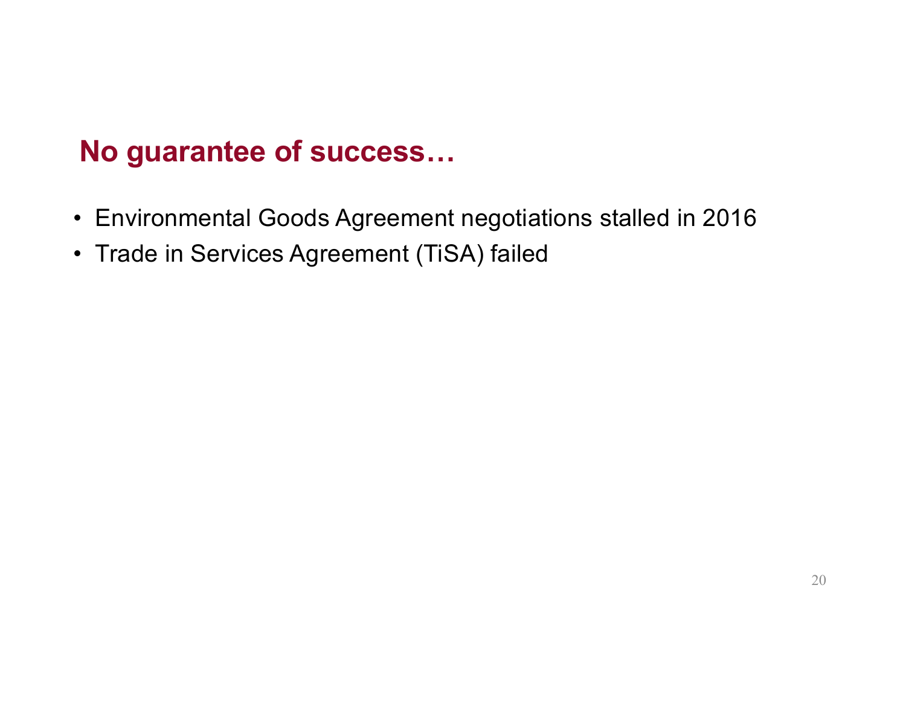## No guarantee of success…

- Environmental Goods Agreement negotiations stalled in 2016
- Trade in Services Agreement (TiSA) failed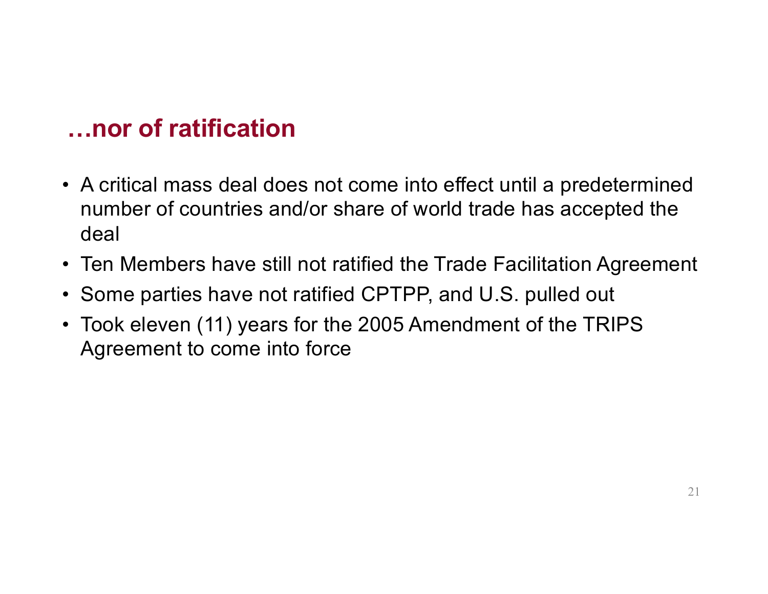## …nor of ratification

- A critical mass deal does not come into effect until a predetermined number of countries and/or share of world trade has accepted the deal
- Ten Members have still not ratified the Trade Facilitation Agreement
- Some parties have not ratified CPTPP, and U.S. pulled out
- Took eleven (11) years for the 2005 Amendment of the TRIPS Agreement to come into force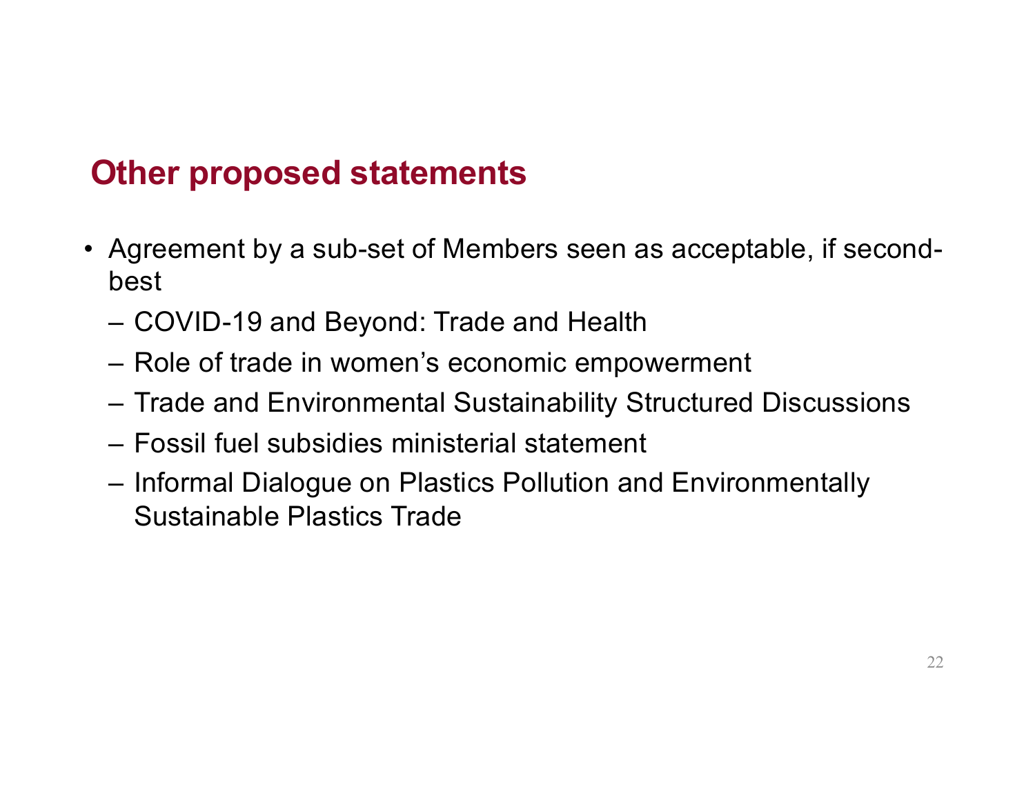## Other proposed statements

- Agreement by a sub-set of Members seen as acceptable, if second-best
  - COVID-19 and Beyond: Trade and Health
  - Role of trade in women's economic empowerment
  - Trade and Environmental Sustainability Structured Discussions
  - Fossil fuel subsidies ministerial statement
  - Informal Dialogue on Plastics Pollution and Environmentally Sustainable Plastics Trade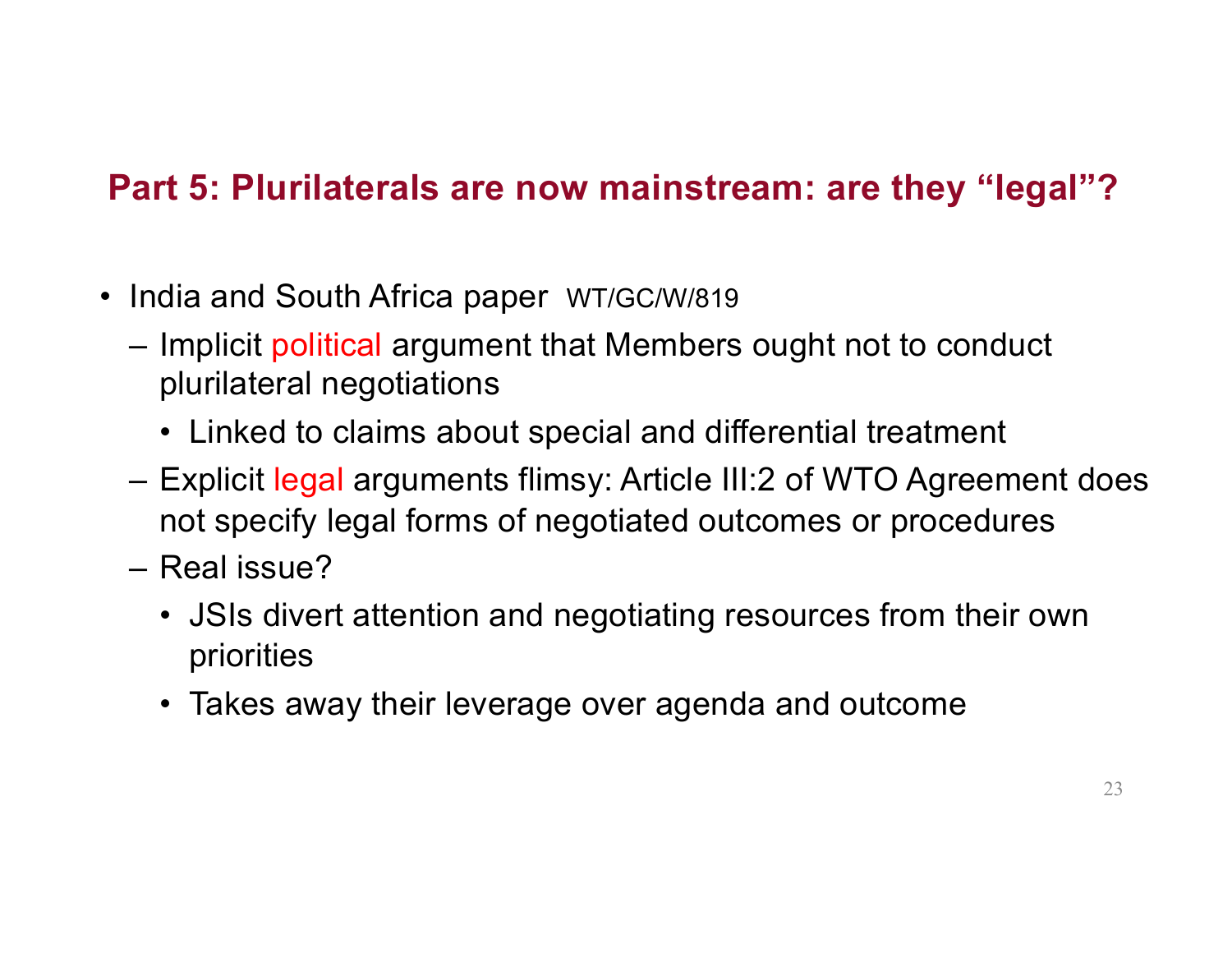## Part 5: Plurilaterals are now mainstream: are they "legal"?

- India and South Africa paper WT/GC/W/819
  - Implicit political argument that Members ought not to conduct plurilateral negotiations
    - Linked to claims about special and differential treatment
  - Explicit legal arguments flimsy: Article III:2 of WTO Agreement does not specify legal forms of negotiated outcomes or procedures
  - Real issue?
    - JSIs divert attention and negotiating resources from their own priorities
    - Takes away their leverage over agenda and outcome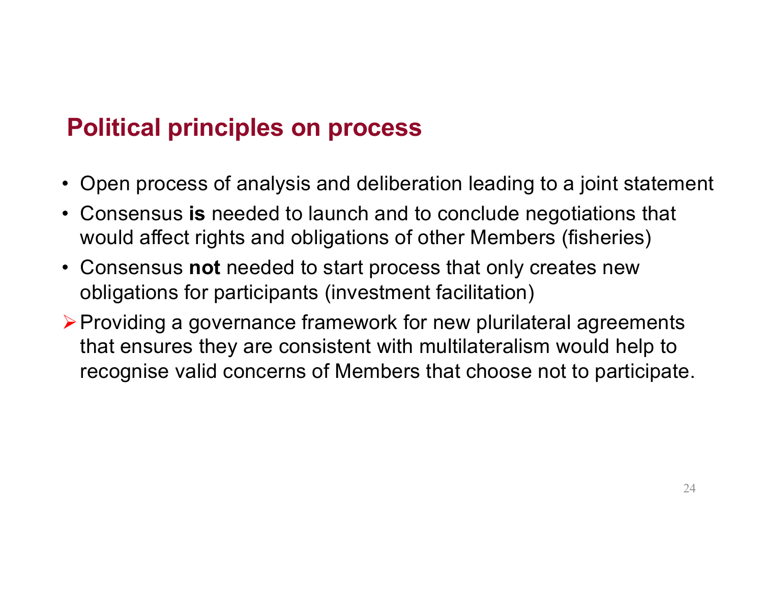## Political principles on process

- Open process of analysis and deliberation leading to a joint statement
- Consensus **is** needed to launch and to conclude negotiations that would affect rights and obligations of other Members (fisheries)
- Consensus **not** needed to start process that only creates new obligations for participants (investment facilitation)

➢ Providing a governance framework for new plurilateral agreements that ensures they are consistent with multilateralism would help to recognise valid concerns of Members that choose not to participate.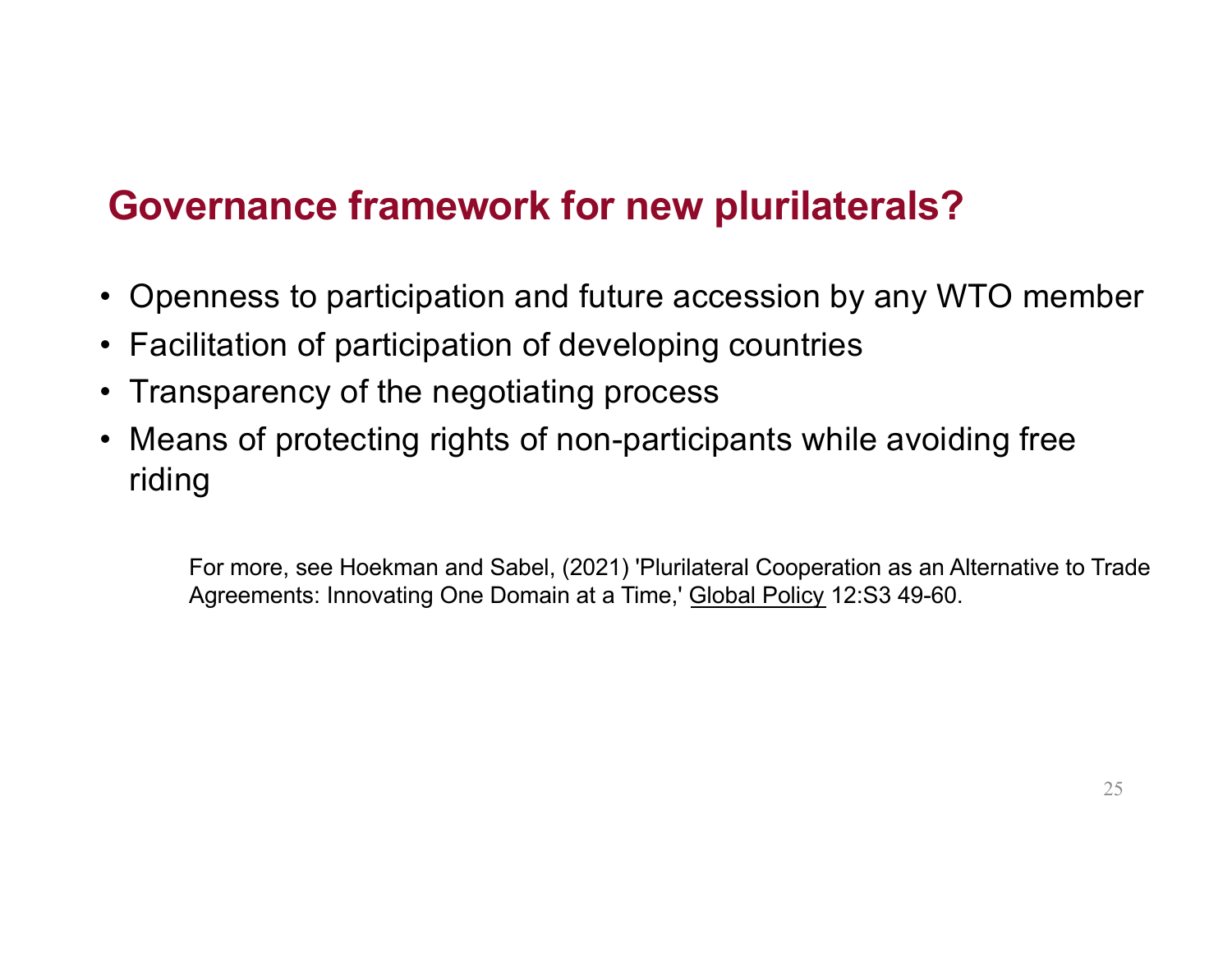## Governance framework for new plurilaterals?

- Openness to participation and future accession by any WTO member
- Facilitation of participation of developing countries
- Transparency of the negotiating process
- Means of protecting rights of non-participants while avoiding free riding

For more, see Hoekman and Sabel, (2021) 'Plurilateral Cooperation as an Alternative to Trade Agreements: Innovating One Domain at a Time,' Global Policy 12:S3 49-60.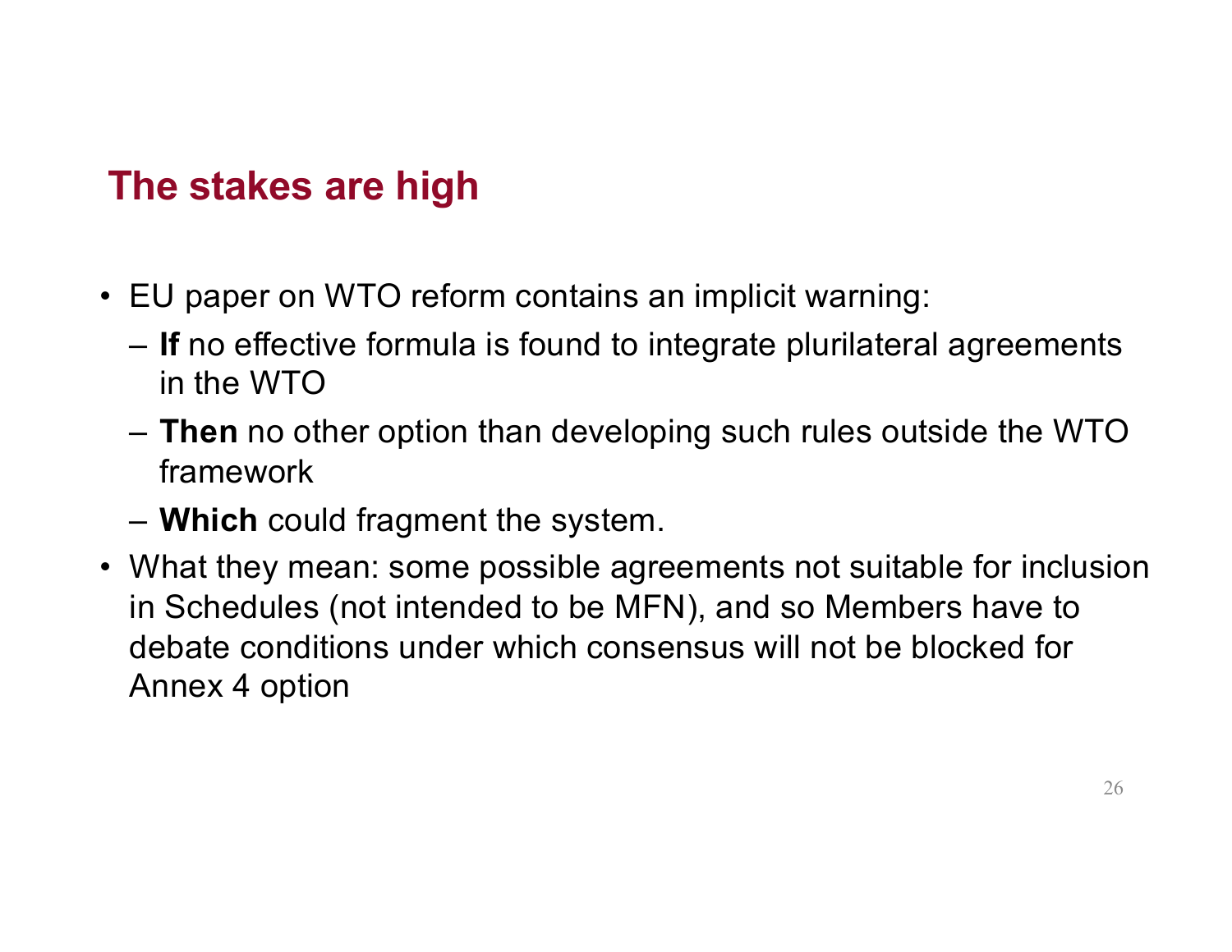## The stakes are high

- EU paper on WTO reform contains an implicit warning:
  - **If** no effective formula is found to integrate plurilateral agreements in the WTO
  - **Then** no other option than developing such rules outside the WTO framework
  - **Which** could fragment the system.
- What they mean: some possible agreements not suitable for inclusion in Schedules (not intended to be MFN), and so Members have to debate conditions under which consensus will not be blocked for Annex 4 option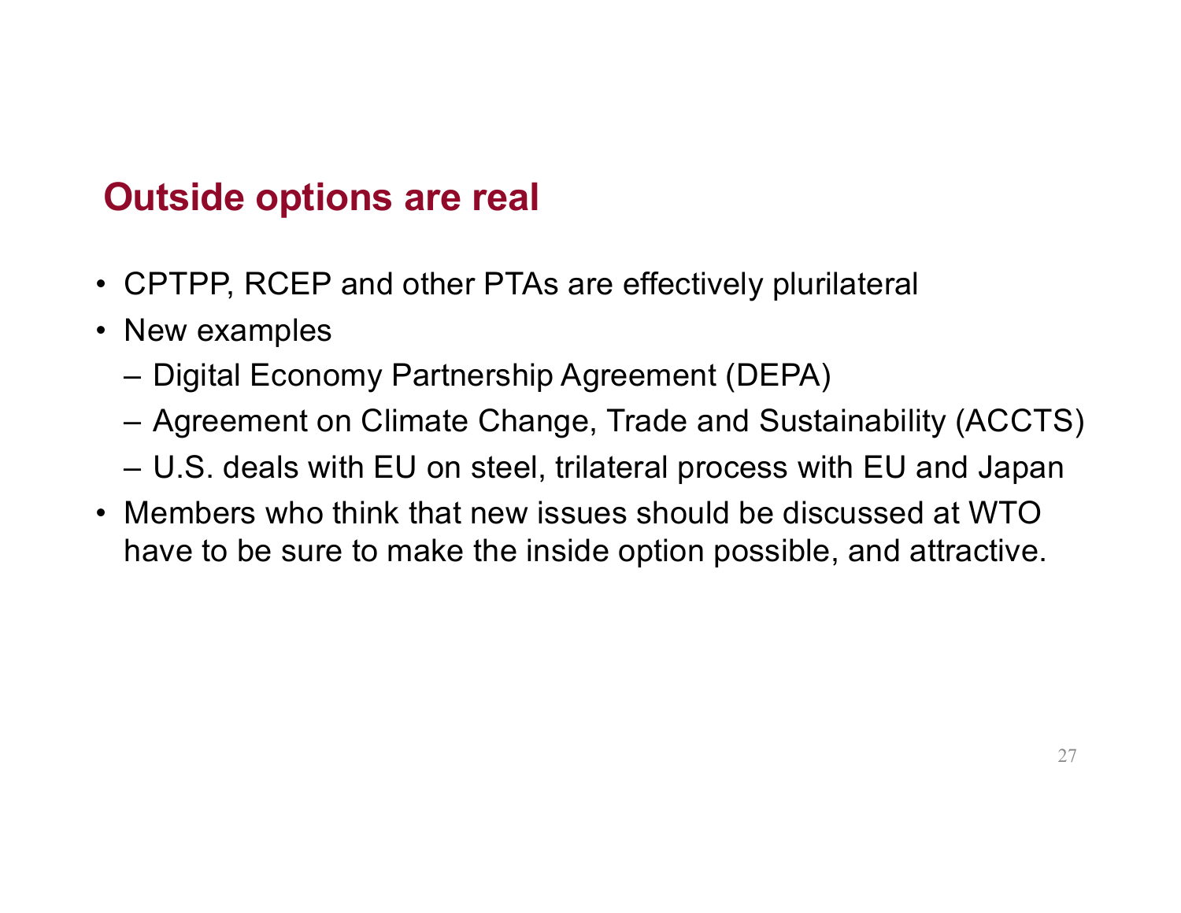## Outside options are real

- CPTPP, RCEP and other PTAs are effectively plurilateral
- New examples
  - Digital Economy Partnership Agreement (DEPA)
  - Agreement on Climate Change, Trade and Sustainability (ACCTS)
  - U.S. deals with EU on steel, trilateral process with EU and Japan
- Members who think that new issues should be discussed at WTO have to be sure to make the inside option possible, and attractive.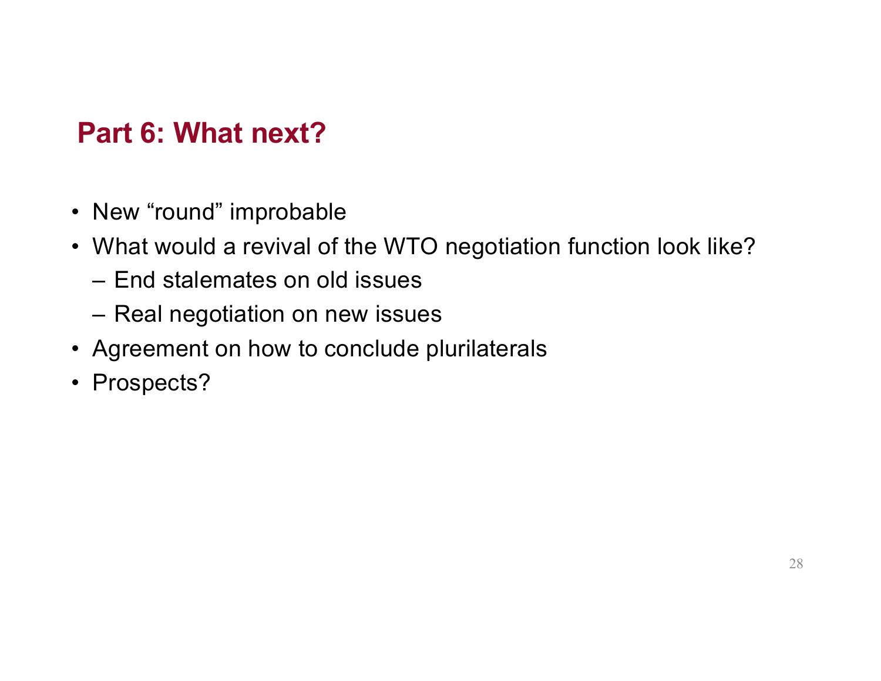## Part 6: What next?

- New “round” improbable
- What would a revival of the WTO negotiation function look like?
  - End stalemates on old issues
  - Real negotiation on new issues
- Agreement on how to conclude plurilaterals
- Prospects?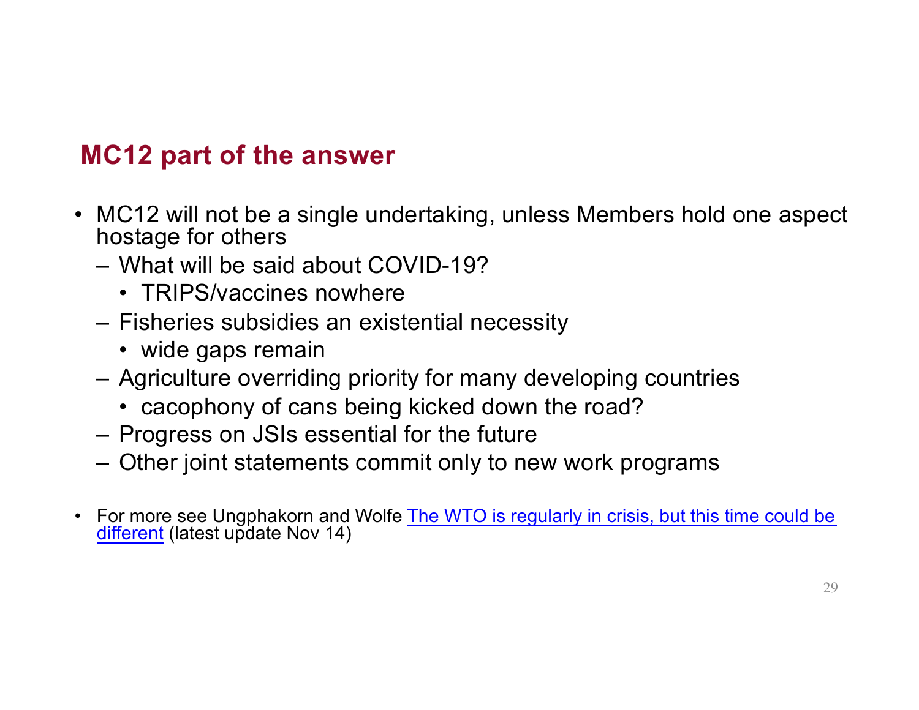## MC12 part of the answer

- MC12 will not be a single undertaking, unless Members hold one aspect hostage for others
  - What will be said about COVID-19?
    - TRIPS/vaccines nowhere
  - Fisheries subsidies an existential necessity
    - wide gaps remain
  - Agriculture overriding priority for many developing countries
    - cacophony of cans being kicked down the road?
  - Progress on JSIs essential for the future
  - Other joint statements commit only to new work programs

- For more see Ungphakorn and Wolfe [The WTO is regularly in crisis, but this time could be different]() (latest update Nov 14)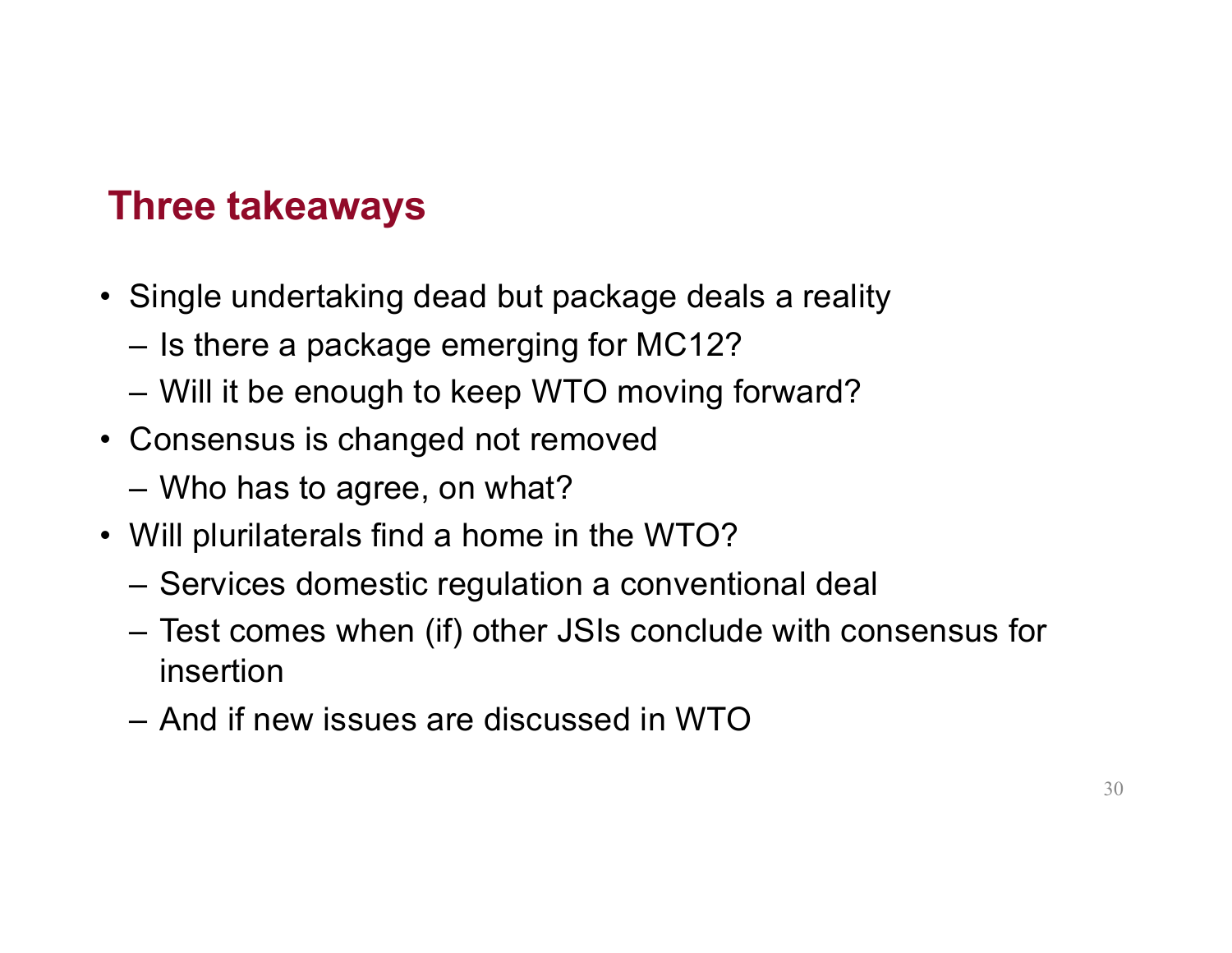## Three takeaways

- Single undertaking dead but package deals a reality
  - Is there a package emerging for MC12?
  - Will it be enough to keep WTO moving forward?
- Consensus is changed not removed
  - Who has to agree, on what?
- Will plurilaterals find a home in the WTO?
  - Services domestic regulation a conventional deal
  - Test comes when (if) other JSIs conclude with consensus for insertion
  - And if new issues are discussed in WTO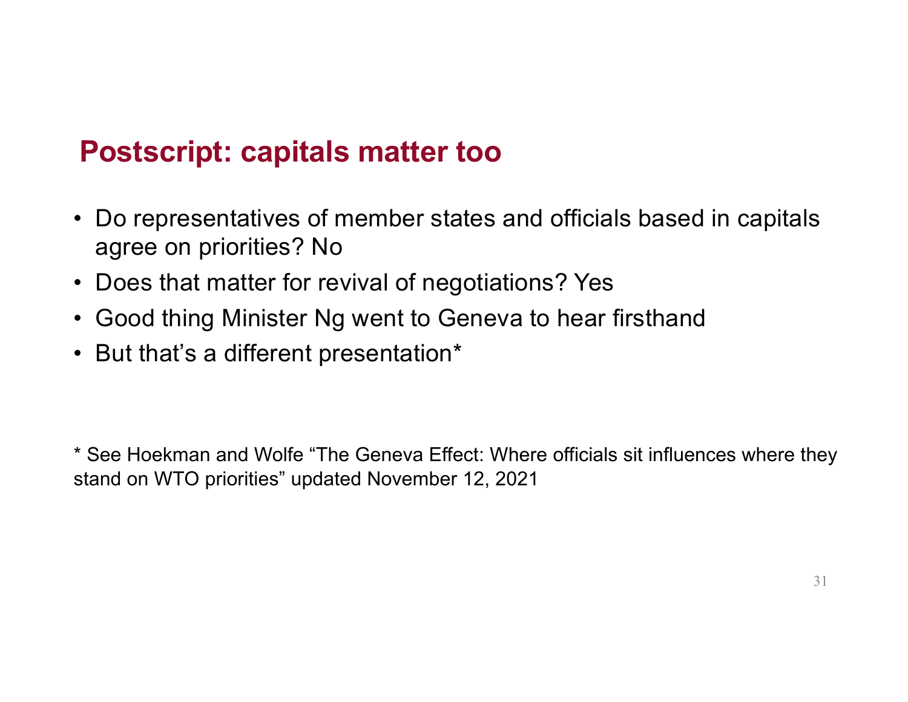## Postscript: capitals matter too

- Do representatives of member states and officials based in capitals agree on priorities? No
- Does that matter for revival of negotiations? Yes
- Good thing Minister Ng went to Geneva to hear firsthand
- But that's a different presentation*

* See Hoekman and Wolfe "The Geneva Effect: Where officials sit influences where they stand on WTO priorities" updated November 12, 2021